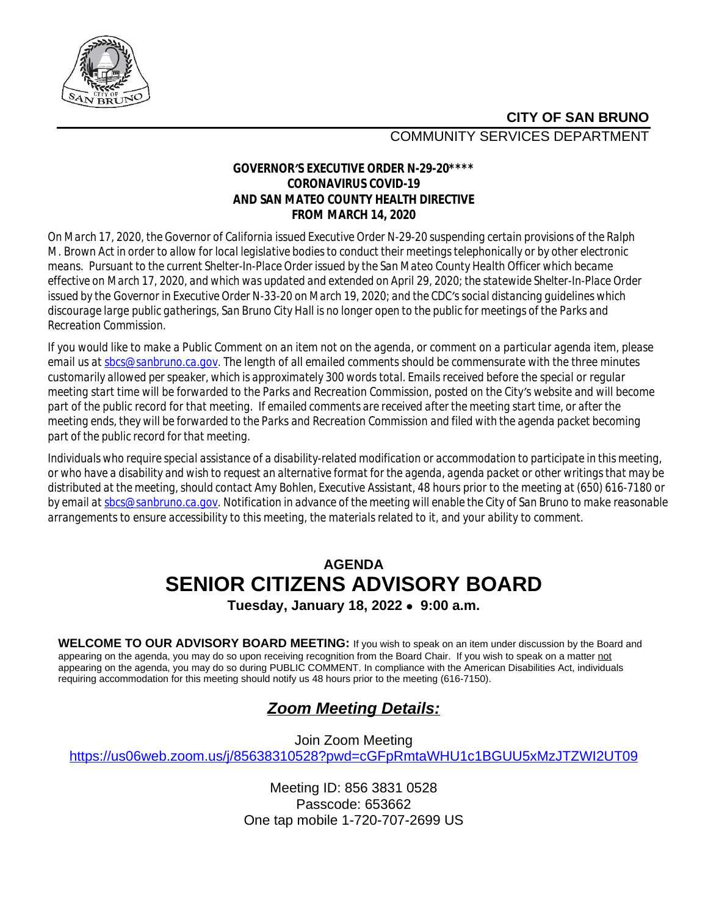**CITY OF SAN BRUNO**

COMMUNITY SERVICES DEPARTMENT

**GOVERNOR'S EXECUTIVE ORDER N-29-20\*\*\*\***
**CORONAVIRUS COVID-19**
**AND SAN MATEO COUNTY HEALTH DIRECTIVE**
**FROM MARCH 14, 2020**

On March 17, 2020, the Governor of California issued Executive Order N-29-20 suspending certain provisions of the Ralph M. Brown Act in order to allow for local legislative bodies to conduct their meetings telephonically or by other electronic means. Pursuant to the current Shelter-In-Place Order issued by the San Mateo County Health Officer which became effective on March 17, 2020, and which was updated and extended on April 29, 2020; the statewide Shelter-In-Place Order issued by the Governor in Executive Order N-33-20 on March 19, 2020; and the CDC's social distancing guidelines which discourage large public gatherings, San Bruno City Hall is no longer open to the public for meetings of the Parks and Recreation Commission.

If you would like to make a Public Comment on an item not on the agenda, or comment on a particular agenda item, please email us at sbcs@sanbruno.ca.gov. The length of all emailed comments should be commensurate with the three minutes customarily allowed per speaker, which is approximately 300 words total. Emails received before the special or regular meeting start time will be forwarded to the Parks and Recreation Commission, posted on the City's website and will become part of the public record for that meeting. If emailed comments are received after the meeting start time, or after the meeting ends, they will be forwarded to the Parks and Recreation Commission and filed with the agenda packet becoming part of the public record for that meeting.

Individuals who require special assistance of a disability-related modification or accommodation to participate in this meeting, or who have a disability and wish to request an alternative format for the agenda, agenda packet or other writings that may be distributed at the meeting, should contact Amy Bohlen, Executive Assistant, 48 hours prior to the meeting at (650) 616-7180 or by email at sbcs@sanbruno.ca.gov. Notification in advance of the meeting will enable the City of San Bruno to make reasonable arrangements to ensure accessibility to this meeting, the materials related to it, and your ability to comment.

## AGENDA
# SENIOR CITIZENS ADVISORY BOARD
**Tuesday, January 18, 2022 • 9:00 a.m.**

**WELCOME TO OUR ADVISORY BOARD MEETING:** If you wish to speak on an item under discussion by the Board and appearing on the agenda, you may do so upon receiving recognition from the Board Chair. If you wish to speak on a matter not appearing on the agenda, you may do so during PUBLIC COMMENT. In compliance with the American Disabilities Act, individuals requiring accommodation for this meeting should notify us 48 hours prior to the meeting (616-7150).

## ***Zoom Meeting Details:***

Join Zoom Meeting
https://us06web.zoom.us/j/85638310528?pwd=cGFpRmtaWHU1c1BGUU5xMzJTZWI2UT09

Meeting ID: 856 3831 0528
Passcode: 653662
One tap mobile 1-720-707-2699 US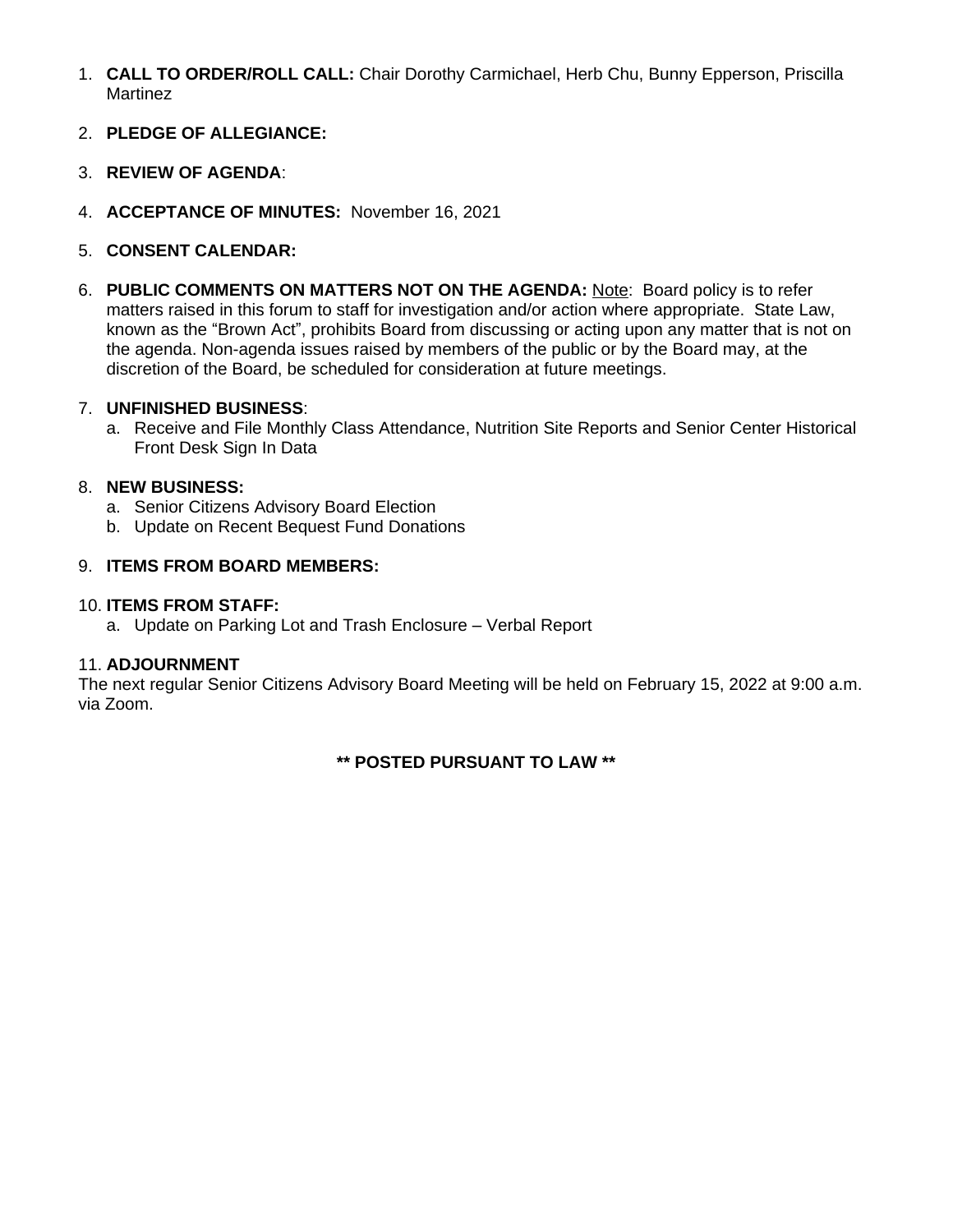1. **CALL TO ORDER/ROLL CALL:** Chair Dorothy Carmichael, Herb Chu, Bunny Epperson, Priscilla Martinez

2. **PLEDGE OF ALLEGIANCE:**

3. **REVIEW OF AGENDA**:

4. **ACCEPTANCE OF MINUTES:** November 16, 2021

5. **CONSENT CALENDAR:**

6. **PUBLIC COMMENTS ON MATTERS NOT ON THE AGENDA:** Note: Board policy is to refer matters raised in this forum to staff for investigation and/or action where appropriate. State Law, known as the "Brown Act", prohibits Board from discussing or acting upon any matter that is not on the agenda. Non-agenda issues raised by members of the public or by the Board may, at the discretion of the Board, be scheduled for consideration at future meetings.

7. **UNFINISHED BUSINESS**:
   a. Receive and File Monthly Class Attendance, Nutrition Site Reports and Senior Center Historical Front Desk Sign In Data

8. **NEW BUSINESS:**
   a. Senior Citizens Advisory Board Election
   b. Update on Recent Bequest Fund Donations

9. **ITEMS FROM BOARD MEMBERS:**

10. **ITEMS FROM STAFF:**
    a. Update on Parking Lot and Trash Enclosure – Verbal Report

11. **ADJOURNMENT**

The next regular Senior Citizens Advisory Board Meeting will be held on February 15, 2022 at 9:00 a.m. via Zoom.

**\*\* POSTED PURSUANT TO LAW \*\***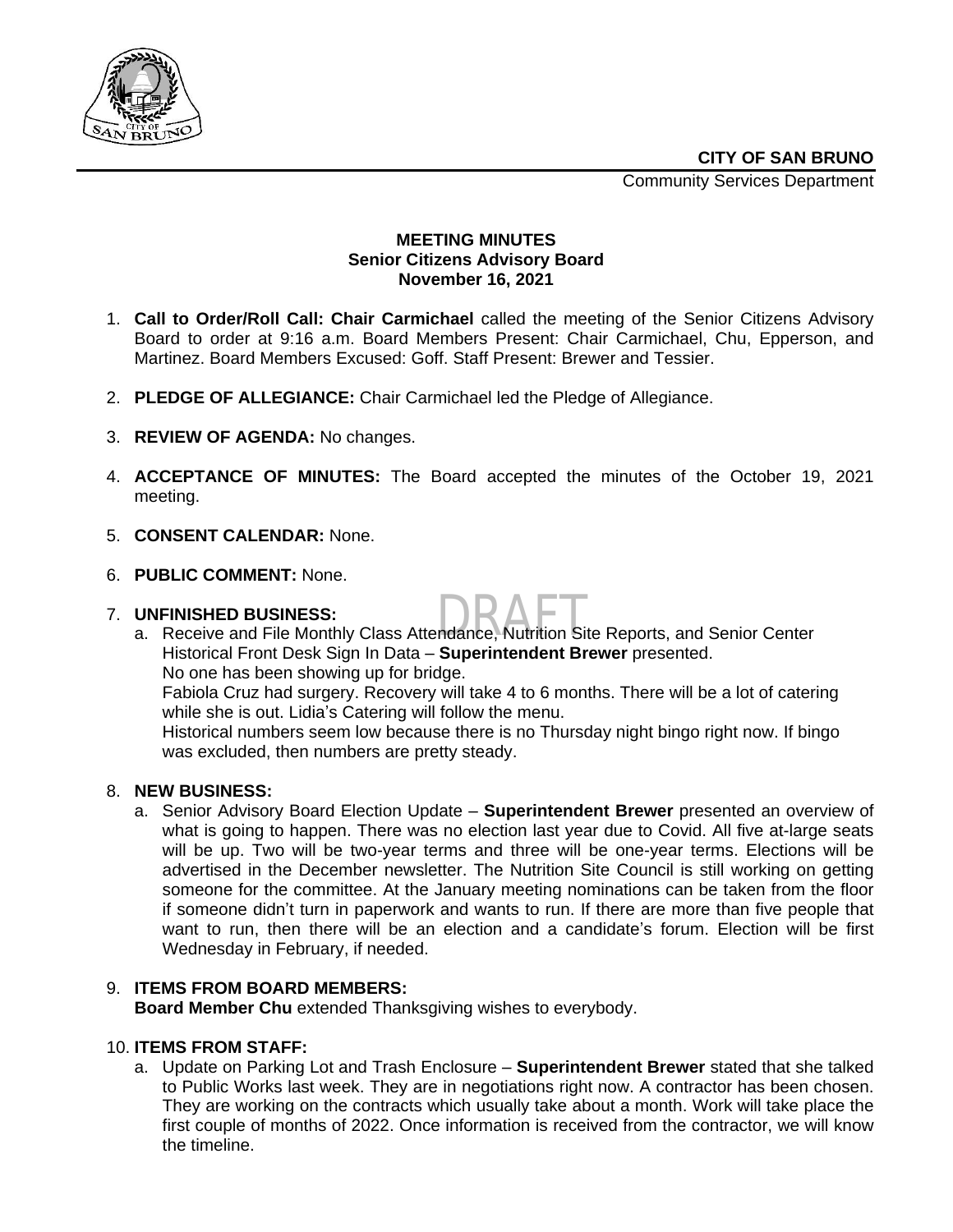**CITY OF SAN BRUNO**
Community Services Department

**MEETING MINUTES**
**Senior Citizens Advisory Board**
**November 16, 2021**

1. **Call to Order/Roll Call: Chair Carmichael** called the meeting of the Senior Citizens Advisory Board to order at 9:16 a.m. Board Members Present: Chair Carmichael, Chu, Epperson, and Martinez. Board Members Excused: Goff. Staff Present: Brewer and Tessier.

2. **PLEDGE OF ALLEGIANCE:** Chair Carmichael led the Pledge of Allegiance.

3. **REVIEW OF AGENDA:** No changes.

4. **ACCEPTANCE OF MINUTES:** The Board accepted the minutes of the October 19, 2021 meeting.

5. **CONSENT CALENDAR:** None.

6. **PUBLIC COMMENT:** None.

DRAFT

7. **UNFINISHED BUSINESS:**
   a. Receive and File Monthly Class Attendance, Nutrition Site Reports, and Senior Center Historical Front Desk Sign In Data – **Superintendent Brewer** presented.
      No one has been showing up for bridge.
      Fabiola Cruz had surgery. Recovery will take 4 to 6 months. There will be a lot of catering while she is out. Lidia's Catering will follow the menu.
      Historical numbers seem low because there is no Thursday night bingo right now. If bingo was excluded, then numbers are pretty steady.

8. **NEW BUSINESS:**
   a. Senior Advisory Board Election Update – **Superintendent Brewer** presented an overview of what is going to happen. There was no election last year due to Covid. All five at-large seats will be up. Two will be two-year terms and three will be one-year terms. Elections will be advertised in the December newsletter. The Nutrition Site Council is still working on getting someone for the committee. At the January meeting nominations can be taken from the floor if someone didn't turn in paperwork and wants to run. If there are more than five people that want to run, then there will be an election and a candidate's forum. Election will be first Wednesday in February, if needed.

9. **ITEMS FROM BOARD MEMBERS:**
   **Board Member Chu** extended Thanksgiving wishes to everybody.

10. **ITEMS FROM STAFF:**
    a. Update on Parking Lot and Trash Enclosure – **Superintendent Brewer** stated that she talked to Public Works last week. They are in negotiations right now. A contractor has been chosen. They are working on the contracts which usually take about a month. Work will take place the first couple of months of 2022. Once information is received from the contractor, we will know the timeline.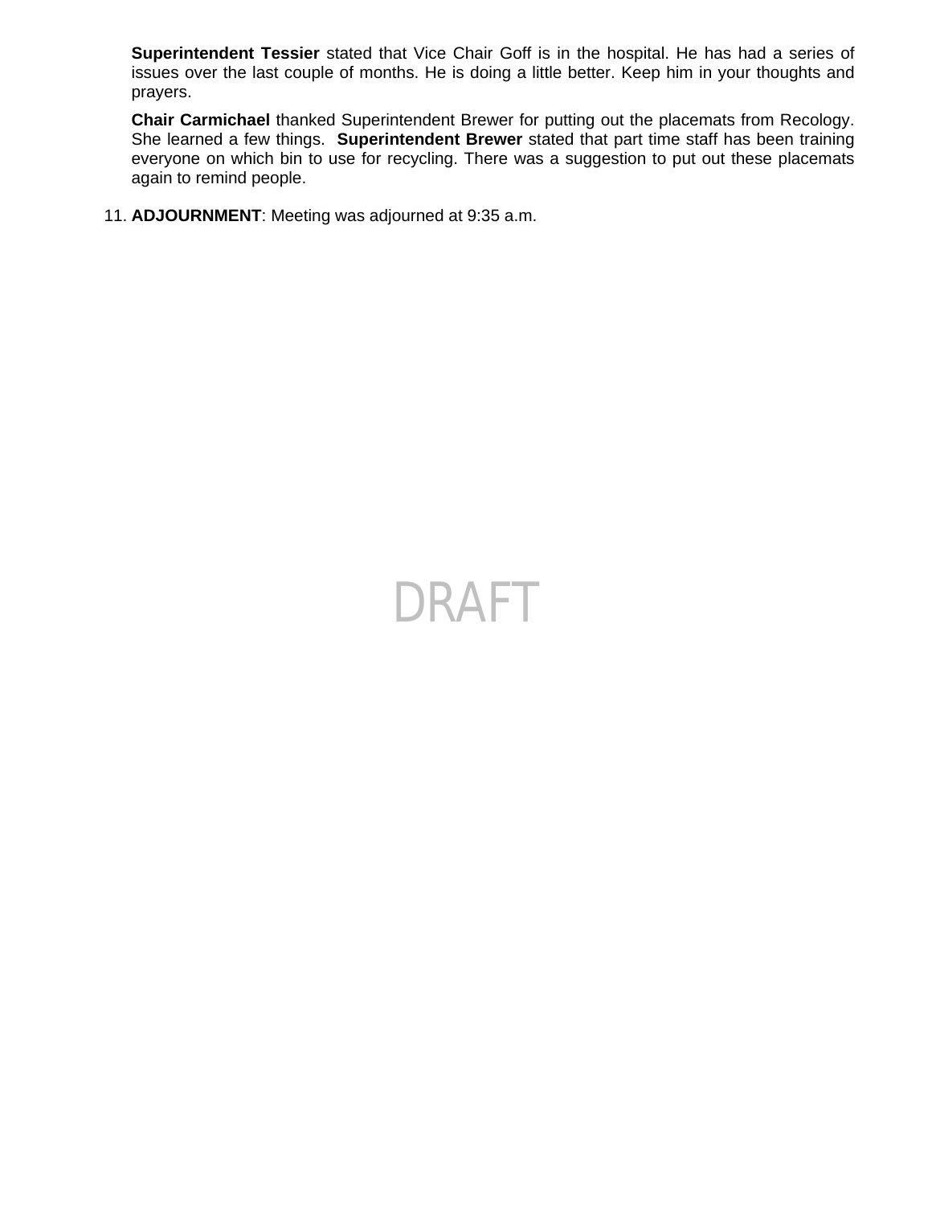**Superintendent Tessier** stated that Vice Chair Goff is in the hospital. He has had a series of issues over the last couple of months. He is doing a little better. Keep him in your thoughts and prayers.

**Chair Carmichael** thanked Superintendent Brewer for putting out the placemats from Recology. She learned a few things. **Superintendent Brewer** stated that part time staff has been training everyone on which bin to use for recycling. There was a suggestion to put out these placemats again to remind people.

11. **ADJOURNMENT**: Meeting was adjourned at 9:35 a.m.

DRAFT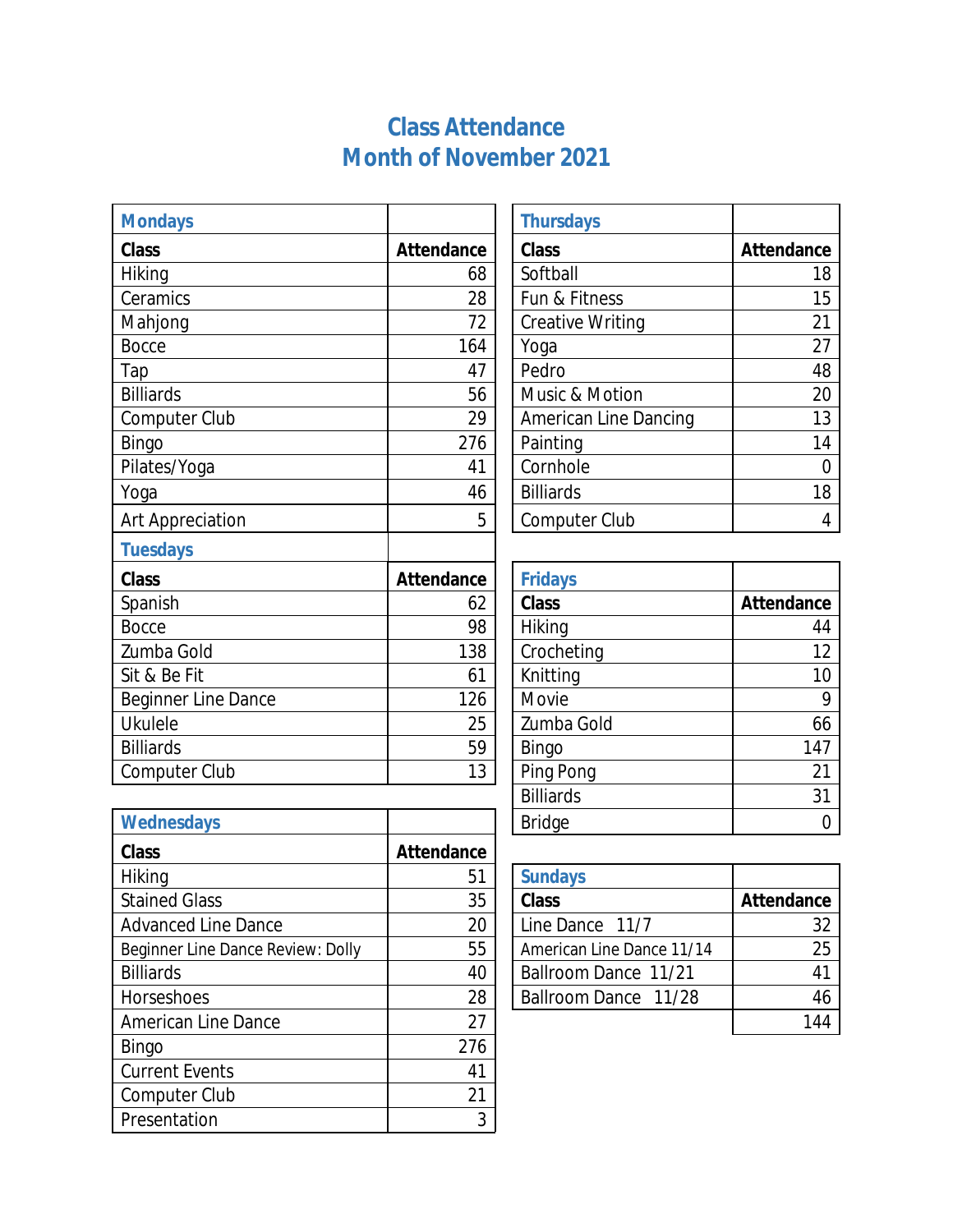# Class Attendance
## Month of November 2021

### Mondays

| Class | Attendance |
| --- | --- |
| Hiking | 68 |
| Ceramics | 28 |
| Mahjong | 72 |
| Bocce | 164 |
| Tap | 47 |
| Billiards | 56 |
| Computer Club | 29 |
| Bingo | 276 |
| Pilates/Yoga | 41 |
| Yoga | 46 |
| Art Appreciation | 5 |

### Tuesdays

| Class | Attendance |
| --- | --- |
| Spanish | 62 |
| Bocce | 98 |
| Zumba Gold | 138 |
| Sit & Be Fit | 61 |
| Beginner Line Dance | 126 |
| Ukulele | 25 |
| Billiards | 59 |
| Computer Club | 13 |

### Wednesdays

| Class | Attendance |
| --- | --- |
| Hiking | 51 |
| Stained Glass | 35 |
| Advanced Line Dance | 20 |
| Beginner Line Dance Review: Dolly | 55 |
| Billiards | 40 |
| Horseshoes | 28 |
| American Line Dance | 27 |
| Bingo | 276 |
| Current Events | 41 |
| Computer Club | 21 |
| Presentation | 3 |

### Thursdays

| Class | Attendance |
| --- | --- |
| Softball | 18 |
| Fun & Fitness | 15 |
| Creative Writing | 21 |
| Yoga | 27 |
| Pedro | 48 |
| Music & Motion | 20 |
| American Line Dancing | 13 |
| Painting | 14 |
| Cornhole | 0 |
| Billiards | 18 |
| Computer Club | 4 |

### Fridays

| Class | Attendance |
| --- | --- |
| Hiking | 44 |
| Crocheting | 12 |
| Knitting | 10 |
| Movie | 9 |
| Zumba Gold | 66 |
| Bingo | 147 |
| Ping Pong | 21 |
| Billiards | 31 |
| Bridge | 0 |

### Sundays

| Class | Attendance |
| --- | --- |
| Line Dance 11/7 | 32 |
| American Line Dance 11/14 | 25 |
| Ballroom Dance 11/21 | 41 |
| Ballroom Dance 11/28 | 46 |
| | 144 |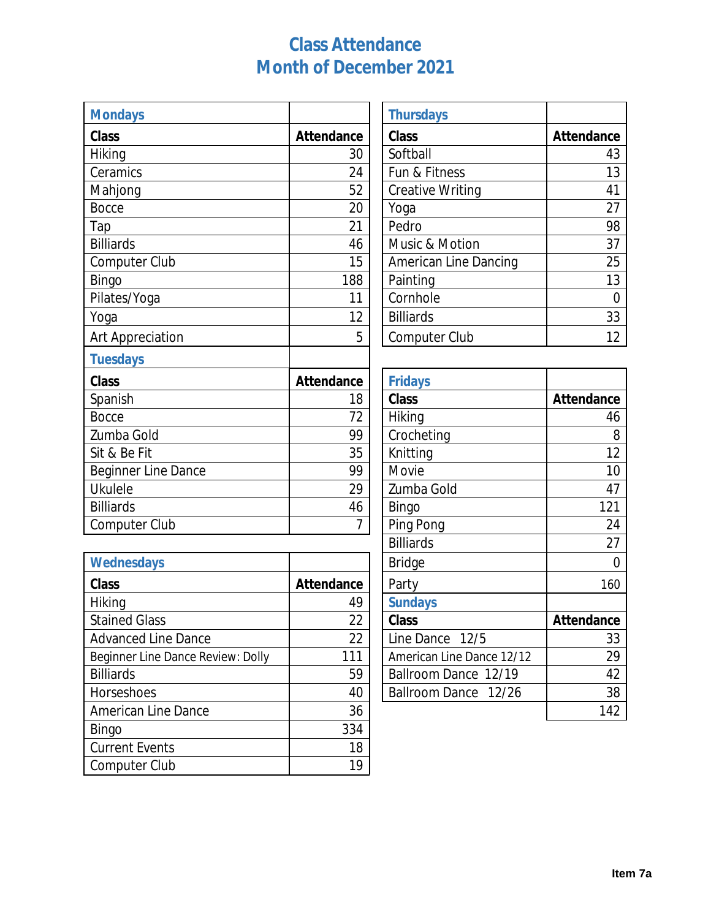# Class Attendance
# Month of December 2021

## Mondays

| Class | Attendance |
|---|---|
| Hiking | 30 |
| Ceramics | 24 |
| Mahjong | 52 |
| Bocce | 20 |
| Tap | 21 |
| Billiards | 46 |
| Computer Club | 15 |
| Bingo | 188 |
| Pilates/Yoga | 11 |
| Yoga | 12 |
| Art Appreciation | 5 |

## Tuesdays

| Class | Attendance |
|---|---|
| Spanish | 18 |
| Bocce | 72 |
| Zumba Gold | 99 |
| Sit & Be Fit | 35 |
| Beginner Line Dance | 99 |
| Ukulele | 29 |
| Billiards | 46 |
| Computer Club | 7 |

## Wednesdays

| Class | Attendance |
|---|---|
| Hiking | 49 |
| Stained Glass | 22 |
| Advanced Line Dance | 22 |
| Beginner Line Dance Review: Dolly | 111 |
| Billiards | 59 |
| Horseshoes | 40 |
| American Line Dance | 36 |
| Bingo | 334 |
| Current Events | 18 |
| Computer Club | 19 |

## Thursdays

| Class | Attendance |
|---|---|
| Softball | 43 |
| Fun & Fitness | 13 |
| Creative Writing | 41 |
| Yoga | 27 |
| Pedro | 98 |
| Music & Motion | 37 |
| American Line Dancing | 25 |
| Painting | 13 |
| Cornhole | 0 |
| Billiards | 33 |
| Computer Club | 12 |

## Fridays

| Class | Attendance |
|---|---|
| Hiking | 46 |
| Crocheting | 8 |
| Knitting | 12 |
| Movie | 10 |
| Zumba Gold | 47 |
| Bingo | 121 |
| Ping Pong | 24 |
| Billiards | 27 |
| Bridge | 0 |
| Party | 160 |

## Sundays

| Class | Attendance |
|---|---|
| Line Dance 12/5 | 33 |
| American Line Dance 12/12 | 29 |
| Ballroom Dance 12/19 | 42 |
| Ballroom Dance 12/26 | 38 |
| | 142 |

Item 7a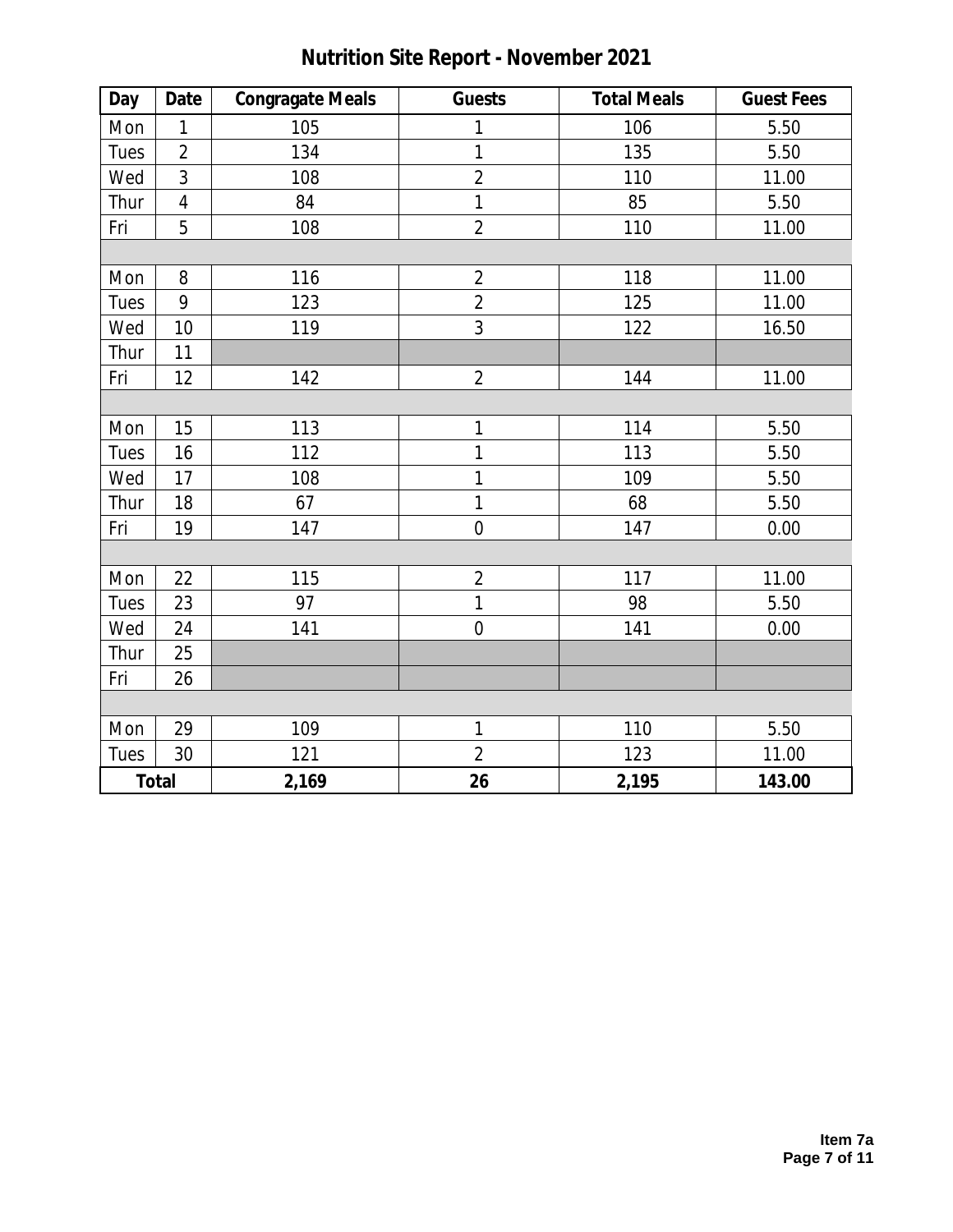# Nutrition Site Report - November 2021

| Day | Date | Congragate Meals | Guests | Total Meals | Guest Fees |
|---|---|---|---|---|---|
| Mon | 1 | 105 | 1 | 106 | 5.50 |
| Tues | 2 | 134 | 1 | 135 | 5.50 |
| Wed | 3 | 108 | 2 | 110 | 11.00 |
| Thur | 4 | 84 | 1 | 85 | 5.50 |
| Fri | 5 | 108 | 2 | 110 | 11.00 |
| | | | | | |
| Mon | 8 | 116 | 2 | 118 | 11.00 |
| Tues | 9 | 123 | 2 | 125 | 11.00 |
| Wed | 10 | 119 | 3 | 122 | 16.50 |
| Thur | 11 | | | | |
| Fri | 12 | 142 | 2 | 144 | 11.00 |
| | | | | | |
| Mon | 15 | 113 | 1 | 114 | 5.50 |
| Tues | 16 | 112 | 1 | 113 | 5.50 |
| Wed | 17 | 108 | 1 | 109 | 5.50 |
| Thur | 18 | 67 | 1 | 68 | 5.50 |
| Fri | 19 | 147 | 0 | 147 | 0.00 |
| | | | | | |
| Mon | 22 | 115 | 2 | 117 | 11.00 |
| Tues | 23 | 97 | 1 | 98 | 5.50 |
| Wed | 24 | 141 | 0 | 141 | 0.00 |
| Thur | 25 | | | | |
| Fri | 26 | | | | |
| | | | | | |
| Mon | 29 | 109 | 1 | 110 | 5.50 |
| Tues | 30 | 121 | 2 | 123 | 11.00 |
| **Total** | | **2,169** | **26** | **2,195** | **143.00** |

**Item 7a**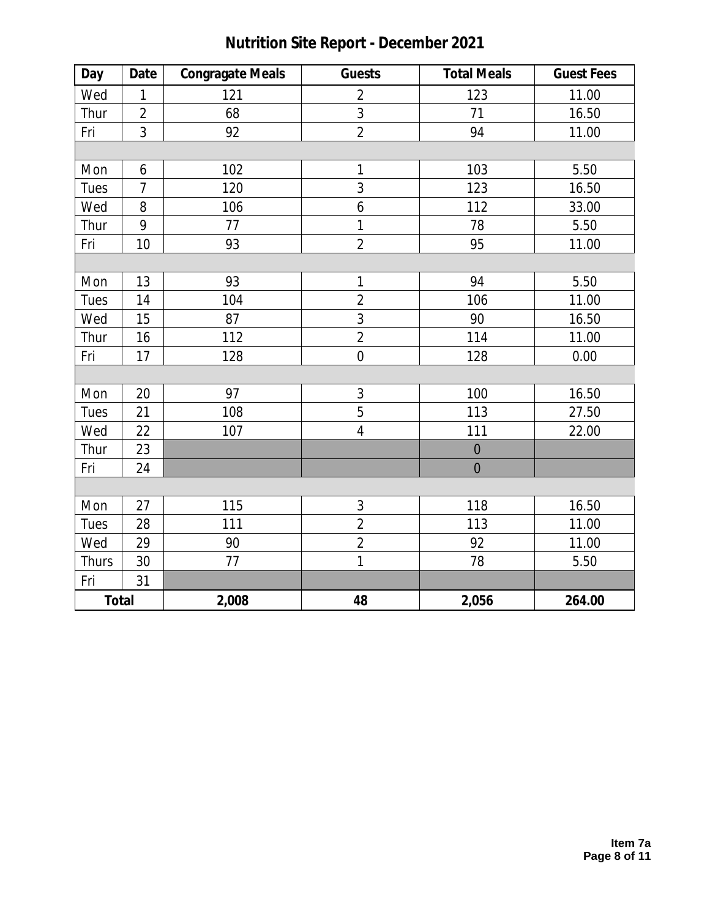# Nutrition Site Report - December 2021

| Day | Date | Congragate Meals | Guests | Total Meals | Guest Fees |
|---|---|---|---|---|---|
| Wed | 1 | 121 | 2 | 123 | 11.00 |
| Thur | 2 | 68 | 3 | 71 | 16.50 |
| Fri | 3 | 92 | 2 | 94 | 11.00 |
| | | | | | |
| Mon | 6 | 102 | 1 | 103 | 5.50 |
| Tues | 7 | 120 | 3 | 123 | 16.50 |
| Wed | 8 | 106 | 6 | 112 | 33.00 |
| Thur | 9 | 77 | 1 | 78 | 5.50 |
| Fri | 10 | 93 | 2 | 95 | 11.00 |
| | | | | | |
| Mon | 13 | 93 | 1 | 94 | 5.50 |
| Tues | 14 | 104 | 2 | 106 | 11.00 |
| Wed | 15 | 87 | 3 | 90 | 16.50 |
| Thur | 16 | 112 | 2 | 114 | 11.00 |
| Fri | 17 | 128 | 0 | 128 | 0.00 |
| | | | | | |
| Mon | 20 | 97 | 3 | 100 | 16.50 |
| Tues | 21 | 108 | 5 | 113 | 27.50 |
| Wed | 22 | 107 | 4 | 111 | 22.00 |
| Thur | 23 | | | 0 | |
| Fri | 24 | | | 0 | |
| | | | | | |
| Mon | 27 | 115 | 3 | 118 | 16.50 |
| Tues | 28 | 111 | 2 | 113 | 11.00 |
| Wed | 29 | 90 | 2 | 92 | 11.00 |
| Thurs | 30 | 77 | 1 | 78 | 5.50 |
| Fri | 31 | | | | |
| **Total** | | **2,008** | **48** | **2,056** | **264.00** |

**Item 7a**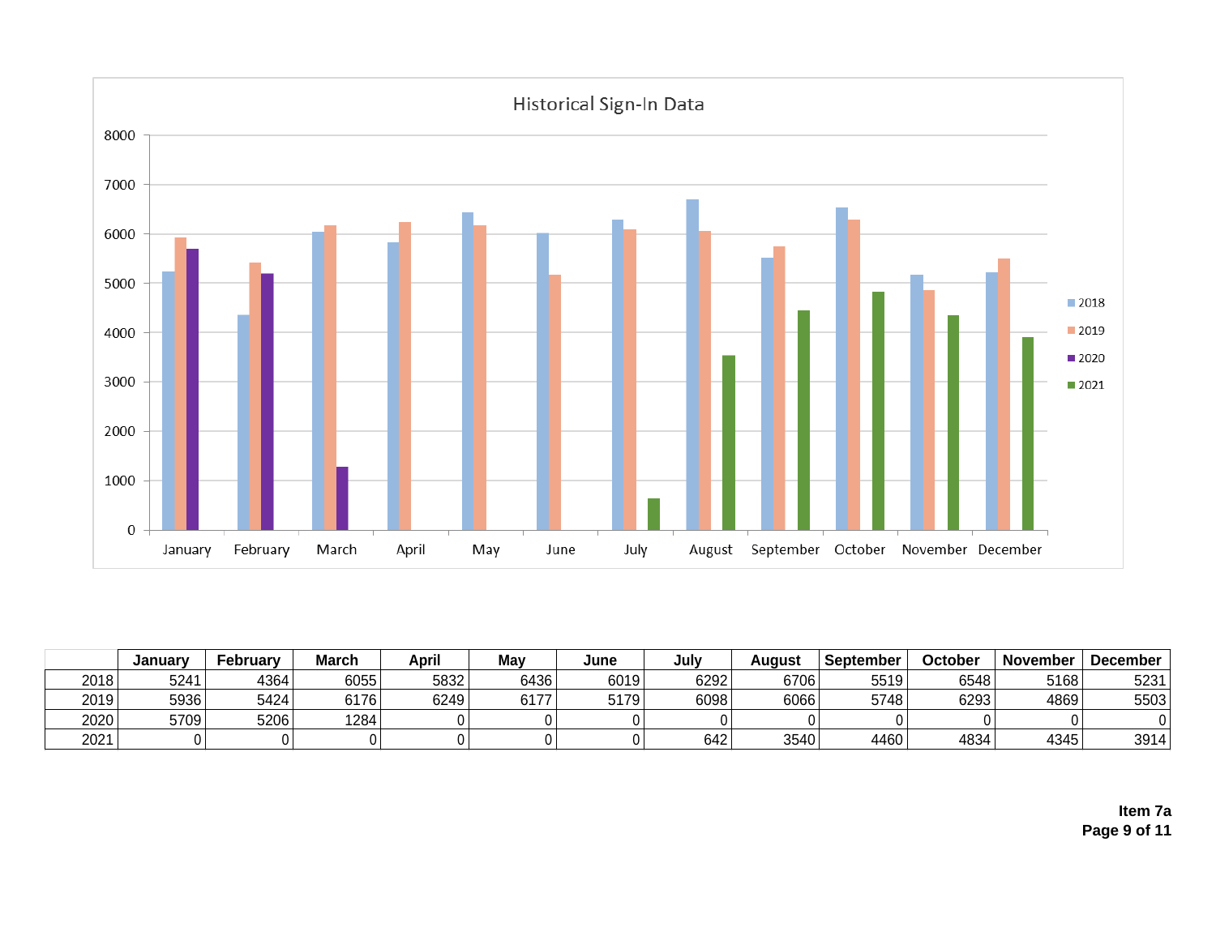Historical Sign-In Data

|  | January | February | March | April | May | June | July | August | September | October | November | December |
|---|---|---|---|---|---|---|---|---|---|---|---|---|
| 2018 | 5241 | 4364 | 6055 | 5832 | 6436 | 6019 | 6292 | 6706 | 5519 | 6548 | 5168 | 5231 |
| 2019 | 5936 | 5424 | 6176 | 6249 | 6177 | 5179 | 6098 | 6066 | 5748 | 6293 | 4869 | 5503 |
| 2020 | 5709 | 5206 | 1284 | 0 | 0 | 0 | 0 | 0 | 0 | 0 | 0 | 0 |
| 2021 | 0 | 0 | 0 | 0 | 0 | 0 | 642 | 3540 | 4460 | 4834 | 4345 | 3914 |

**Item 7a**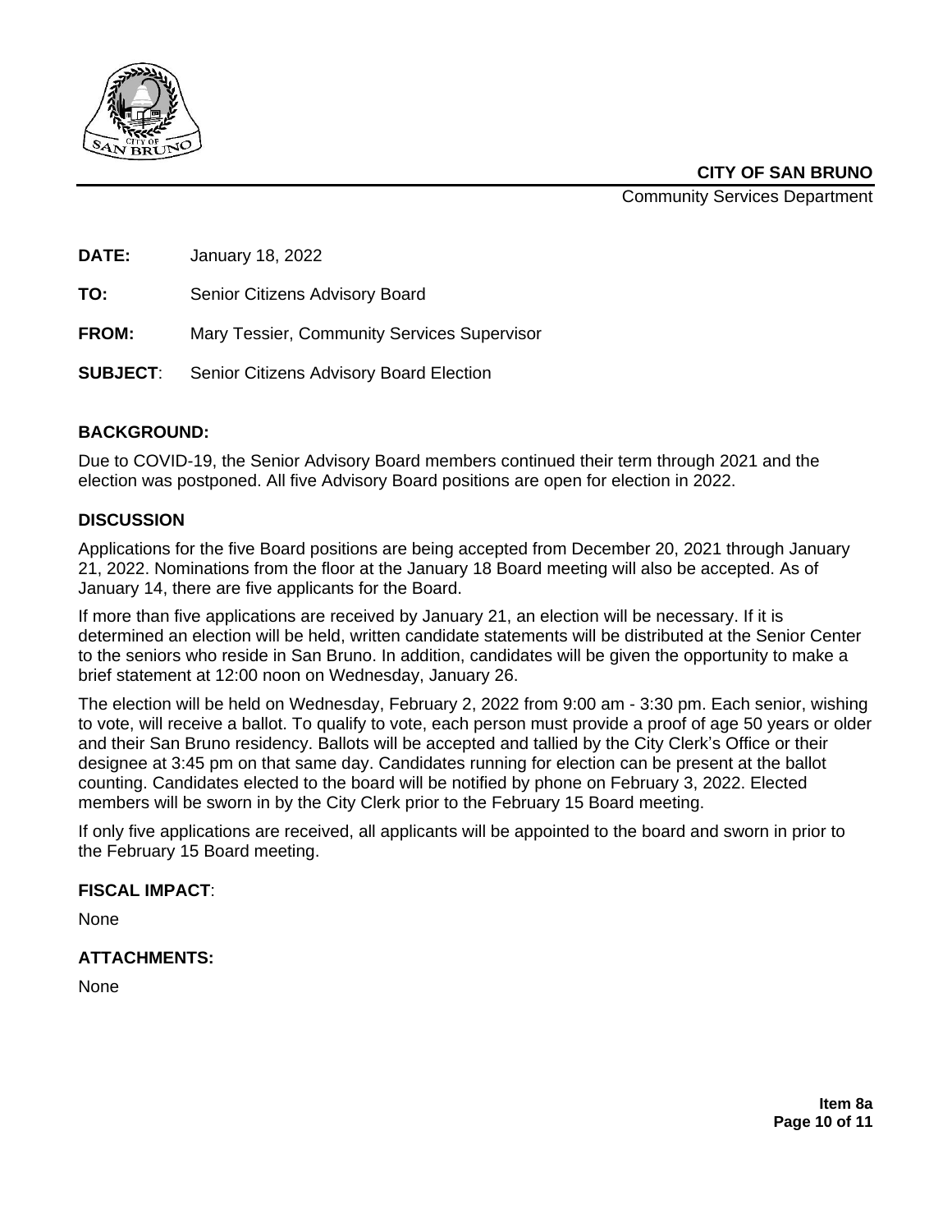**CITY OF SAN BRUNO**
Community Services Department

**DATE:** January 18, 2022

**TO:** Senior Citizens Advisory Board

**FROM:** Mary Tessier, Community Services Supervisor

**SUBJECT**: Senior Citizens Advisory Board Election

## BACKGROUND:

Due to COVID-19, the Senior Advisory Board members continued their term through 2021 and the election was postponed. All five Advisory Board positions are open for election in 2022.

## DISCUSSION

Applications for the five Board positions are being accepted from December 20, 2021 through January 21, 2022. Nominations from the floor at the January 18 Board meeting will also be accepted. As of January 14, there are five applicants for the Board.

If more than five applications are received by January 21, an election will be necessary. If it is determined an election will be held, written candidate statements will be distributed at the Senior Center to the seniors who reside in San Bruno. In addition, candidates will be given the opportunity to make a brief statement at 12:00 noon on Wednesday, January 26.

The election will be held on Wednesday, February 2, 2022 from 9:00 am - 3:30 pm. Each senior, wishing to vote, will receive a ballot. To qualify to vote, each person must provide a proof of age 50 years or older and their San Bruno residency. Ballots will be accepted and tallied by the City Clerk's Office or their designee at 3:45 pm on that same day. Candidates running for election can be present at the ballot counting. Candidates elected to the board will be notified by phone on February 3, 2022. Elected members will be sworn in by the City Clerk prior to the February 15 Board meeting.

If only five applications are received, all applicants will be appointed to the board and sworn in prior to the February 15 Board meeting.

## FISCAL IMPACT:

None

## ATTACHMENTS:

None

**Item 8a**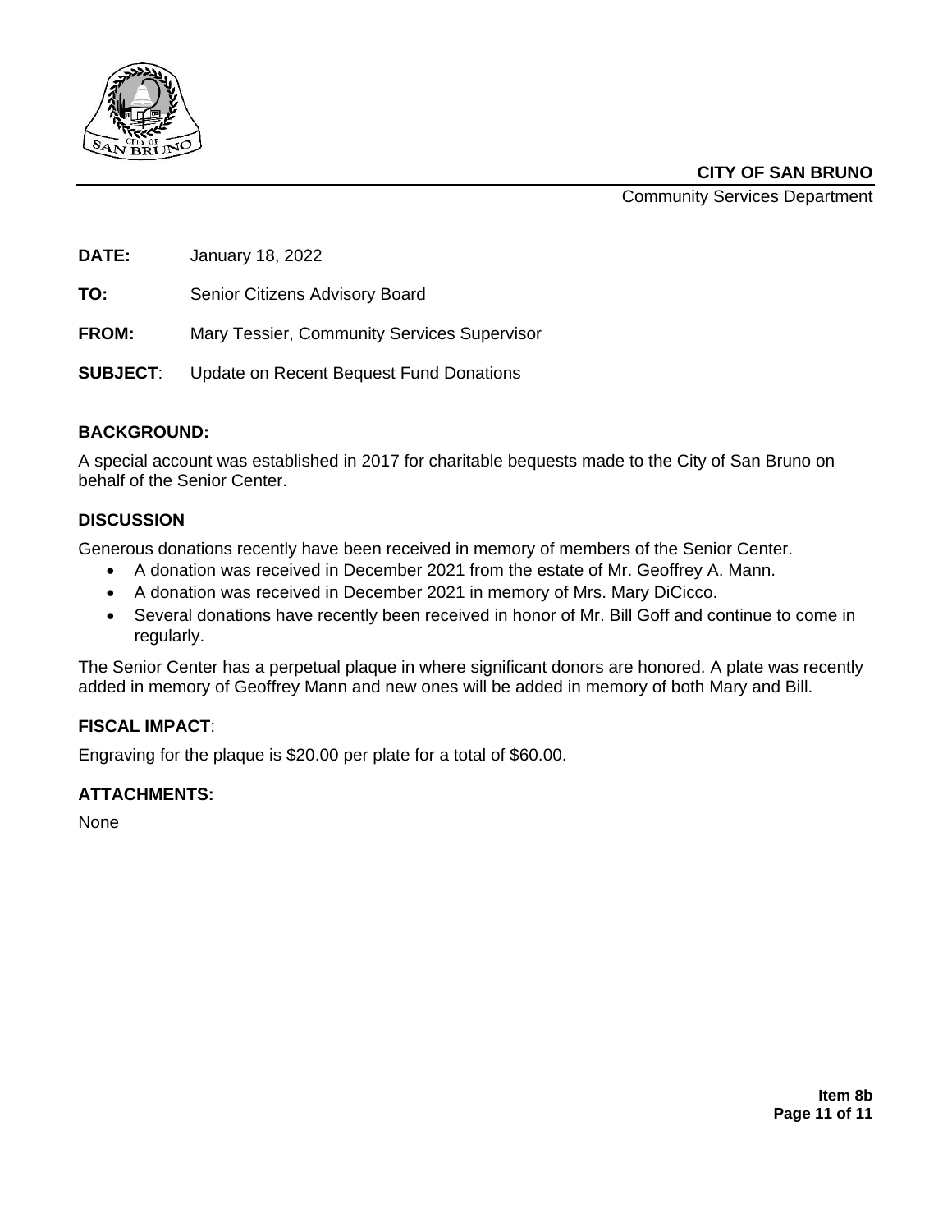**CITY OF SAN BRUNO**
Community Services Department

**DATE:** January 18, 2022

**TO:** Senior Citizens Advisory Board

**FROM:** Mary Tessier, Community Services Supervisor

**SUBJECT**: Update on Recent Bequest Fund Donations

## BACKGROUND:

A special account was established in 2017 for charitable bequests made to the City of San Bruno on behalf of the Senior Center.

## DISCUSSION

Generous donations recently have been received in memory of members of the Senior Center.

- A donation was received in December 2021 from the estate of Mr. Geoffrey A. Mann.
- A donation was received in December 2021 in memory of Mrs. Mary DiCicco.
- Several donations have recently been received in honor of Mr. Bill Goff and continue to come in regularly.

The Senior Center has a perpetual plaque in where significant donors are honored. A plate was recently added in memory of Geoffrey Mann and new ones will be added in memory of both Mary and Bill.

## FISCAL IMPACT:

Engraving for the plaque is $20.00 per plate for a total of $60.00.

## ATTACHMENTS:

None

**Item 8b**